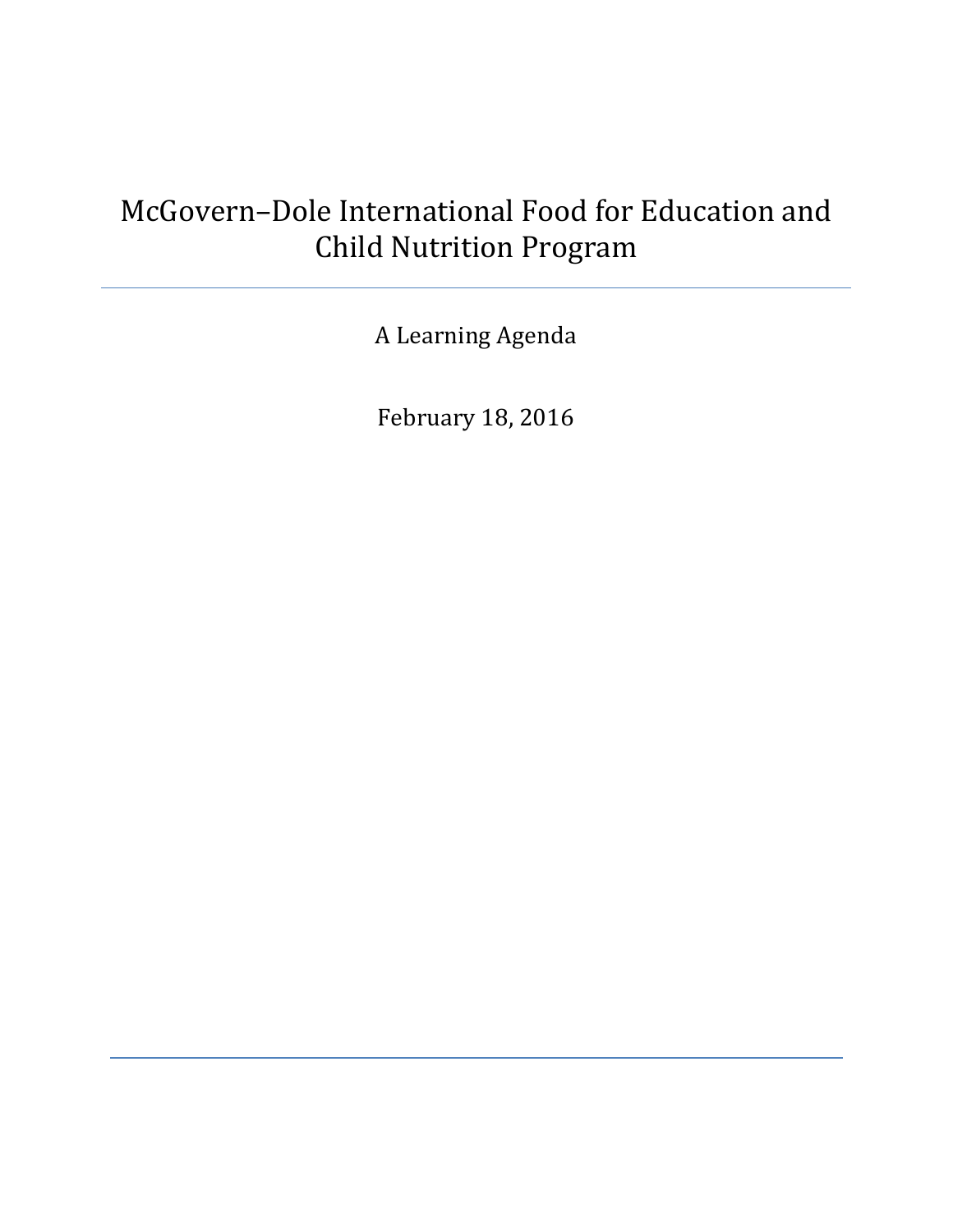# McGovern–Dole International Food for Education and Child Nutrition Program

---

A Learning Agenda

February 18, 2016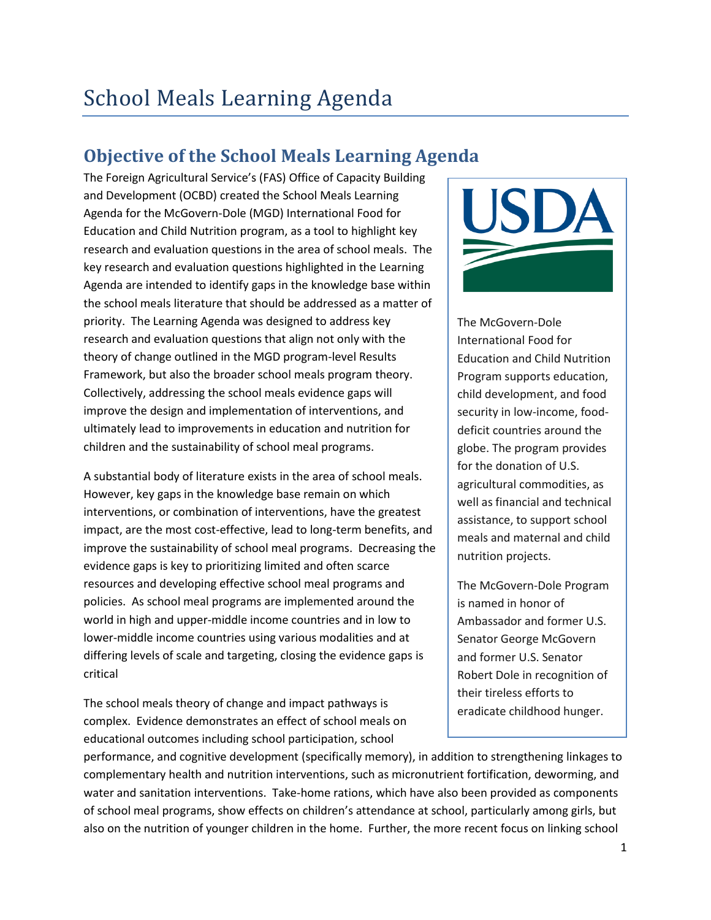# School Meals Learning Agenda

## Objective of the School Meals Learning Agenda

The Foreign Agricultural Service's (FAS) Office of Capacity Building and Development (OCBD) created the School Meals Learning Agenda for the McGovern-Dole (MGD) International Food for Education and Child Nutrition program, as a tool to highlight key research and evaluation questions in the area of school meals. The key research and evaluation questions highlighted in the Learning Agenda are intended to identify gaps in the knowledge base within the school meals literature that should be addressed as a matter of priority. The Learning Agenda was designed to address key research and evaluation questions that align not only with the theory of change outlined in the MGD program-level Results Framework, but also the broader school meals program theory. Collectively, addressing the school meals evidence gaps will improve the design and implementation of interventions, and ultimately lead to improvements in education and nutrition for children and the sustainability of school meal programs.

A substantial body of literature exists in the area of school meals. However, key gaps in the knowledge base remain on which interventions, or combination of interventions, have the greatest impact, are the most cost-effective, lead to long-term benefits, and improve the sustainability of school meal programs. Decreasing the evidence gaps is key to prioritizing limited and often scarce resources and developing effective school meal programs and policies. As school meal programs are implemented around the world in high and upper-middle income countries and in low to lower-middle income countries using various modalities and at differing levels of scale and targeting, closing the evidence gaps is critical

The school meals theory of change and impact pathways is complex. Evidence demonstrates an effect of school meals on educational outcomes including school participation, school performance, and cognitive development (specifically memory), in addition to strengthening linkages to complementary health and nutrition interventions, such as micronutrient fortification, deworming, and water and sanitation interventions. Take-home rations, which have also been provided as components of school meal programs, show effects on children's attendance at school, particularly among girls, but also on the nutrition of younger children in the home. Further, the more recent focus on linking school

USDA

The McGovern-Dole International Food for Education and Child Nutrition Program supports education, child development, and food security in low-income, food-deficit countries around the globe. The program provides for the donation of U.S. agricultural commodities, as well as financial and technical assistance, to support school meals and maternal and child nutrition projects.

The McGovern-Dole Program is named in honor of Ambassador and former U.S. Senator George McGovern and former U.S. Senator Robert Dole in recognition of their tireless efforts to eradicate childhood hunger.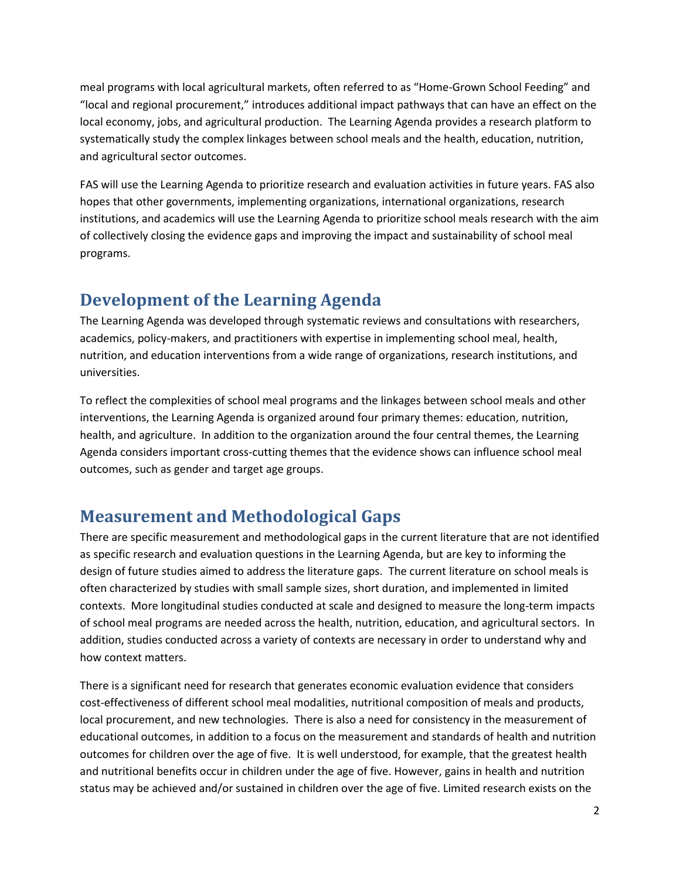meal programs with local agricultural markets, often referred to as "Home-Grown School Feeding" and "local and regional procurement," introduces additional impact pathways that can have an effect on the local economy, jobs, and agricultural production. The Learning Agenda provides a research platform to systematically study the complex linkages between school meals and the health, education, nutrition, and agricultural sector outcomes.

FAS will use the Learning Agenda to prioritize research and evaluation activities in future years. FAS also hopes that other governments, implementing organizations, international organizations, research institutions, and academics will use the Learning Agenda to prioritize school meals research with the aim of collectively closing the evidence gaps and improving the impact and sustainability of school meal programs.

## Development of the Learning Agenda

The Learning Agenda was developed through systematic reviews and consultations with researchers, academics, policy-makers, and practitioners with expertise in implementing school meal, health, nutrition, and education interventions from a wide range of organizations, research institutions, and universities.

To reflect the complexities of school meal programs and the linkages between school meals and other interventions, the Learning Agenda is organized around four primary themes: education, nutrition, health, and agriculture. In addition to the organization around the four central themes, the Learning Agenda considers important cross-cutting themes that the evidence shows can influence school meal outcomes, such as gender and target age groups.

## Measurement and Methodological Gaps

There are specific measurement and methodological gaps in the current literature that are not identified as specific research and evaluation questions in the Learning Agenda, but are key to informing the design of future studies aimed to address the literature gaps. The current literature on school meals is often characterized by studies with small sample sizes, short duration, and implemented in limited contexts. More longitudinal studies conducted at scale and designed to measure the long-term impacts of school meal programs are needed across the health, nutrition, education, and agricultural sectors. In addition, studies conducted across a variety of contexts are necessary in order to understand why and how context matters.

There is a significant need for research that generates economic evaluation evidence that considers cost-effectiveness of different school meal modalities, nutritional composition of meals and products, local procurement, and new technologies. There is also a need for consistency in the measurement of educational outcomes, in addition to a focus on the measurement and standards of health and nutrition outcomes for children over the age of five. It is well understood, for example, that the greatest health and nutritional benefits occur in children under the age of five. However, gains in health and nutrition status may be achieved and/or sustained in children over the age of five. Limited research exists on the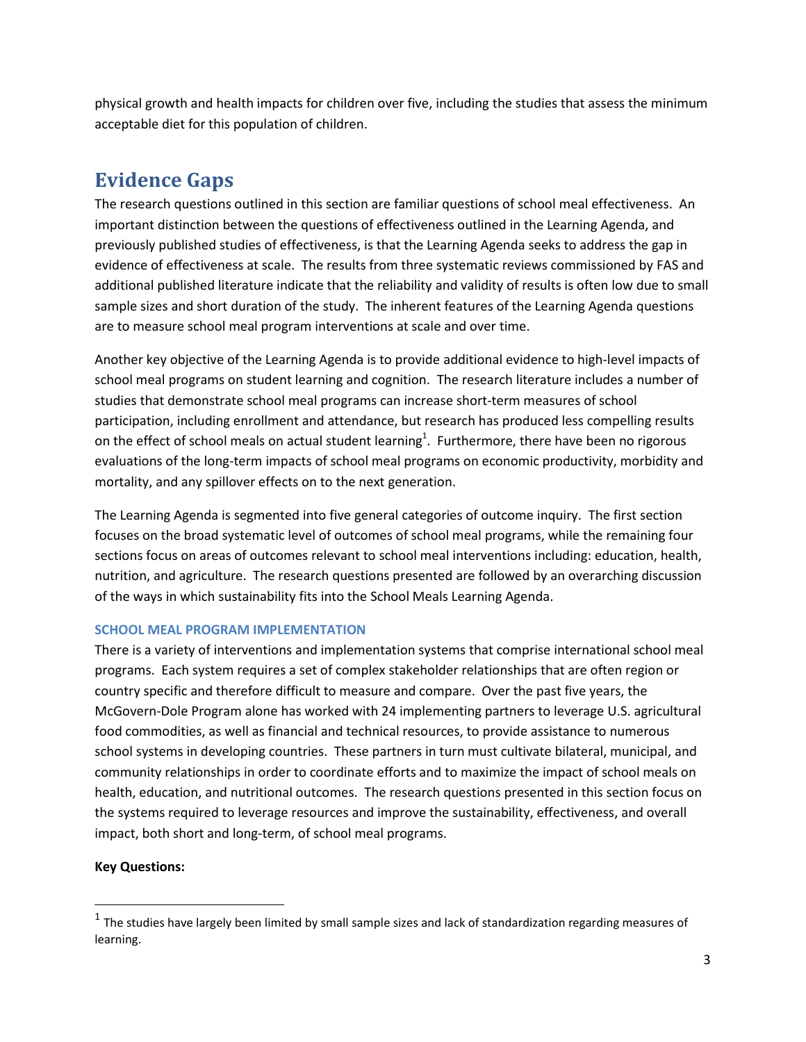physical growth and health impacts for children over five, including the studies that assess the minimum acceptable diet for this population of children.

## Evidence Gaps

The research questions outlined in this section are familiar questions of school meal effectiveness. An important distinction between the questions of effectiveness outlined in the Learning Agenda, and previously published studies of effectiveness, is that the Learning Agenda seeks to address the gap in evidence of effectiveness at scale. The results from three systematic reviews commissioned by FAS and additional published literature indicate that the reliability and validity of results is often low due to small sample sizes and short duration of the study. The inherent features of the Learning Agenda questions are to measure school meal program interventions at scale and over time.

Another key objective of the Learning Agenda is to provide additional evidence to high-level impacts of school meal programs on student learning and cognition. The research literature includes a number of studies that demonstrate school meal programs can increase short-term measures of school participation, including enrollment and attendance, but research has produced less compelling results on the effect of school meals on actual student learning[1]. Furthermore, there have been no rigorous evaluations of the long-term impacts of school meal programs on economic productivity, morbidity and mortality, and any spillover effects on to the next generation.

The Learning Agenda is segmented into five general categories of outcome inquiry. The first section focuses on the broad systematic level of outcomes of school meal programs, while the remaining four sections focus on areas of outcomes relevant to school meal interventions including: education, health, nutrition, and agriculture. The research questions presented are followed by an overarching discussion of the ways in which sustainability fits into the School Meals Learning Agenda.

### SCHOOL MEAL PROGRAM IMPLEMENTATION

There is a variety of interventions and implementation systems that comprise international school meal programs. Each system requires a set of complex stakeholder relationships that are often region or country specific and therefore difficult to measure and compare. Over the past five years, the McGovern-Dole Program alone has worked with 24 implementing partners to leverage U.S. agricultural food commodities, as well as financial and technical resources, to provide assistance to numerous school systems in developing countries. These partners in turn must cultivate bilateral, municipal, and community relationships in order to coordinate efforts and to maximize the impact of school meals on health, education, and nutritional outcomes. The research questions presented in this section focus on the systems required to leverage resources and improve the sustainability, effectiveness, and overall impact, both short and long-term, of school meal programs.

**Key Questions:**

[1] The studies have largely been limited by small sample sizes and lack of standardization regarding measures of learning.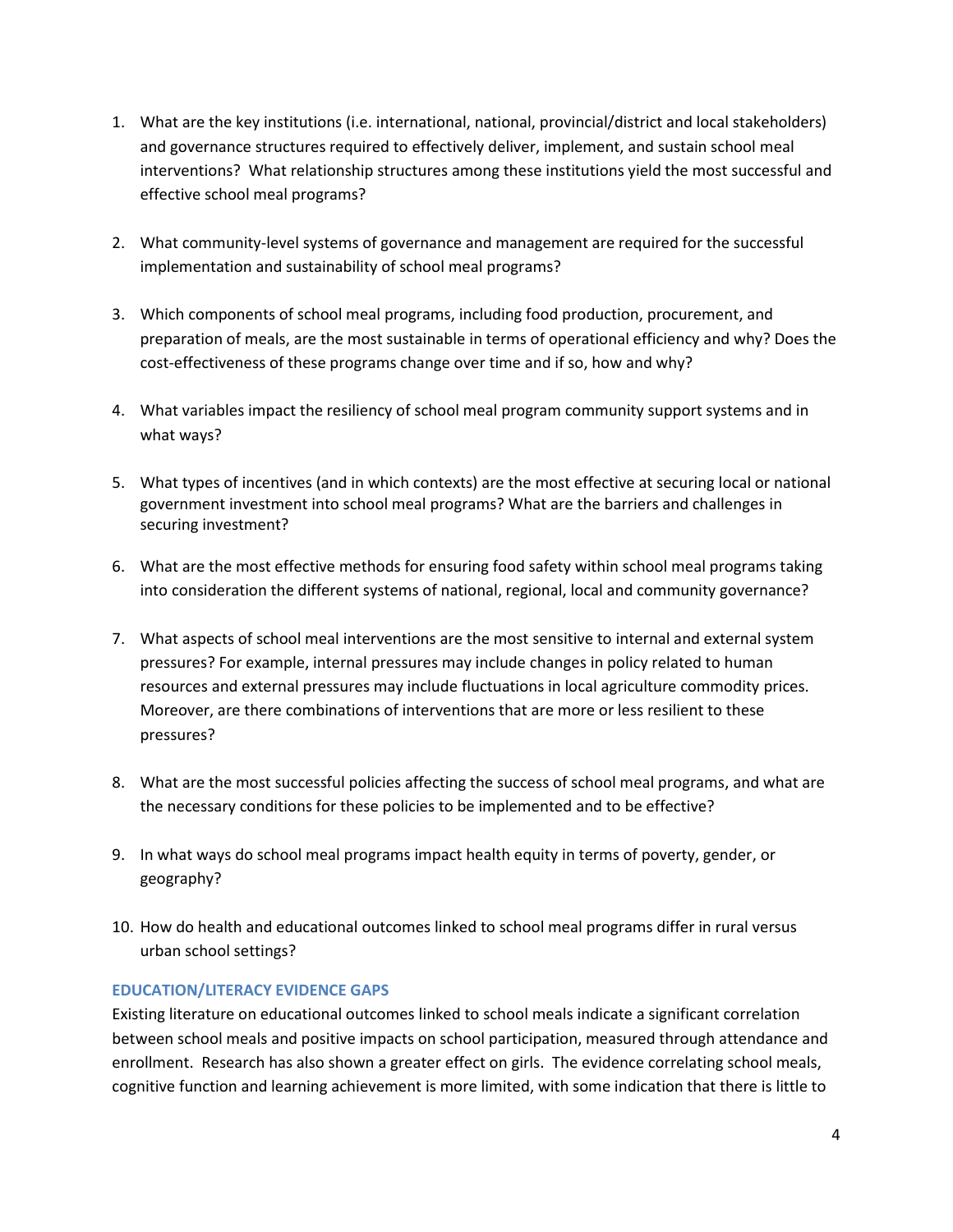1. What are the key institutions (i.e. international, national, provincial/district and local stakeholders) and governance structures required to effectively deliver, implement, and sustain school meal interventions? What relationship structures among these institutions yield the most successful and effective school meal programs?

2. What community-level systems of governance and management are required for the successful implementation and sustainability of school meal programs?

3. Which components of school meal programs, including food production, procurement, and preparation of meals, are the most sustainable in terms of operational efficiency and why? Does the cost-effectiveness of these programs change over time and if so, how and why?

4. What variables impact the resiliency of school meal program community support systems and in what ways?

5. What types of incentives (and in which contexts) are the most effective at securing local or national government investment into school meal programs? What are the barriers and challenges in securing investment?

6. What are the most effective methods for ensuring food safety within school meal programs taking into consideration the different systems of national, regional, local and community governance?

7. What aspects of school meal interventions are the most sensitive to internal and external system pressures? For example, internal pressures may include changes in policy related to human resources and external pressures may include fluctuations in local agriculture commodity prices. Moreover, are there combinations of interventions that are more or less resilient to these pressures?

8. What are the most successful policies affecting the success of school meal programs, and what are the necessary conditions for these policies to be implemented and to be effective?

9. In what ways do school meal programs impact health equity in terms of poverty, gender, or geography?

10. How do health and educational outcomes linked to school meal programs differ in rural versus urban school settings?

### EDUCATION/LITERACY EVIDENCE GAPS

Existing literature on educational outcomes linked to school meals indicate a significant correlation between school meals and positive impacts on school participation, measured through attendance and enrollment. Research has also shown a greater effect on girls. The evidence correlating school meals, cognitive function and learning achievement is more limited, with some indication that there is little to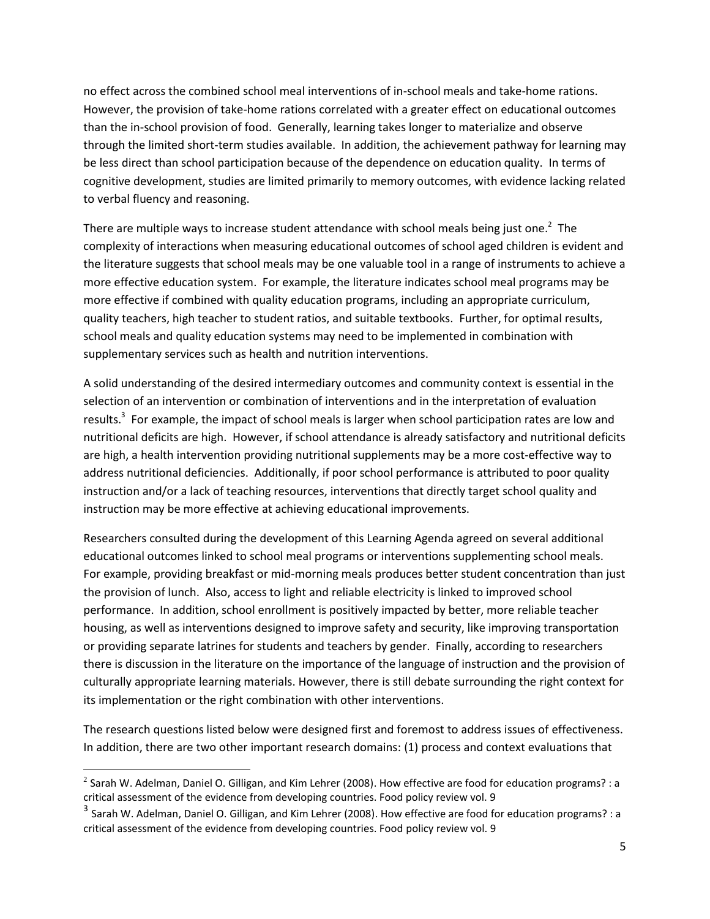no effect across the combined school meal interventions of in-school meals and take-home rations. However, the provision of take-home rations correlated with a greater effect on educational outcomes than the in-school provision of food. Generally, learning takes longer to materialize and observe through the limited short-term studies available. In addition, the achievement pathway for learning may be less direct than school participation because of the dependence on education quality. In terms of cognitive development, studies are limited primarily to memory outcomes, with evidence lacking related to verbal fluency and reasoning.

There are multiple ways to increase student attendance with school meals being just one.[2] The complexity of interactions when measuring educational outcomes of school aged children is evident and the literature suggests that school meals may be one valuable tool in a range of instruments to achieve a more effective education system. For example, the literature indicates school meal programs may be more effective if combined with quality education programs, including an appropriate curriculum, quality teachers, high teacher to student ratios, and suitable textbooks. Further, for optimal results, school meals and quality education systems may need to be implemented in combination with supplementary services such as health and nutrition interventions.

A solid understanding of the desired intermediary outcomes and community context is essential in the selection of an intervention or combination of interventions and in the interpretation of evaluation results.[3] For example, the impact of school meals is larger when school participation rates are low and nutritional deficits are high. However, if school attendance is already satisfactory and nutritional deficits are high, a health intervention providing nutritional supplements may be a more cost-effective way to address nutritional deficiencies. Additionally, if poor school performance is attributed to poor quality instruction and/or a lack of teaching resources, interventions that directly target school quality and instruction may be more effective at achieving educational improvements.

Researchers consulted during the development of this Learning Agenda agreed on several additional educational outcomes linked to school meal programs or interventions supplementing school meals. For example, providing breakfast or mid-morning meals produces better student concentration than just the provision of lunch. Also, access to light and reliable electricity is linked to improved school performance. In addition, school enrollment is positively impacted by better, more reliable teacher housing, as well as interventions designed to improve safety and security, like improving transportation or providing separate latrines for students and teachers by gender. Finally, according to researchers there is discussion in the literature on the importance of the language of instruction and the provision of culturally appropriate learning materials. However, there is still debate surrounding the right context for its implementation or the right combination with other interventions.

The research questions listed below were designed first and foremost to address issues of effectiveness. In addition, there are two other important research domains: (1) process and context evaluations that

---

[2] Sarah W. Adelman, Daniel O. Gilligan, and Kim Lehrer (2008). How effective are food for education programs? : a critical assessment of the evidence from developing countries. Food policy review vol. 9

[3] Sarah W. Adelman, Daniel O. Gilligan, and Kim Lehrer (2008). How effective are food for education programs? : a critical assessment of the evidence from developing countries. Food policy review vol. 9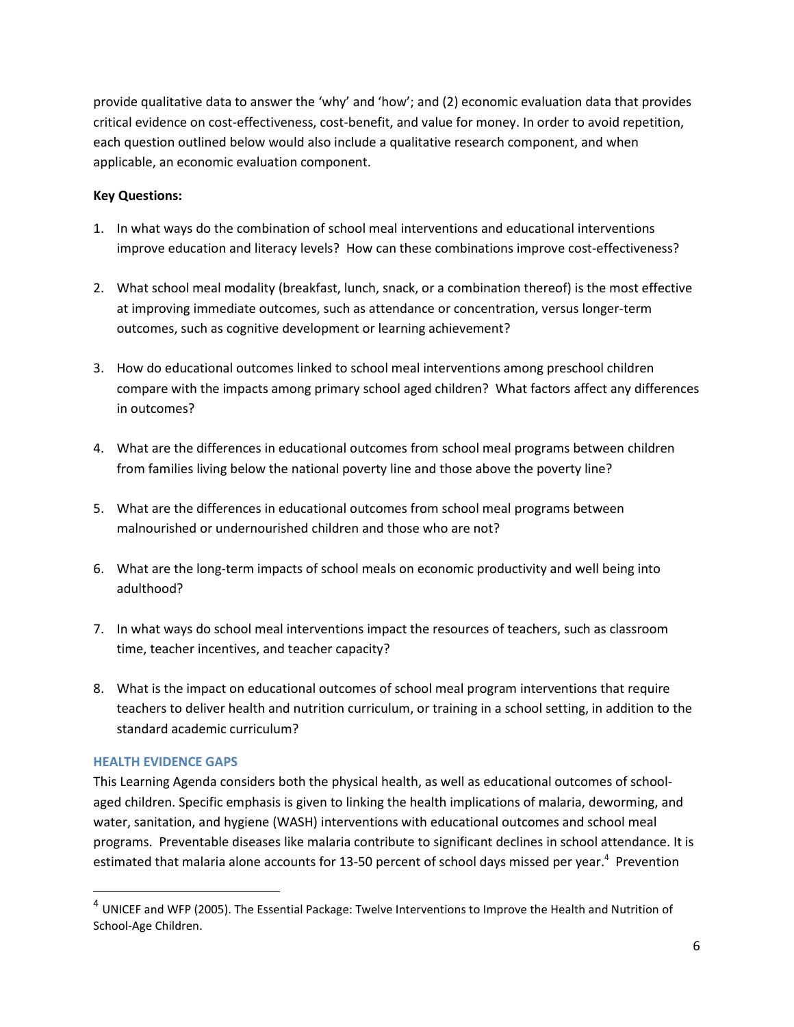provide qualitative data to answer the 'why' and 'how'; and (2) economic evaluation data that provides critical evidence on cost-effectiveness, cost-benefit, and value for money. In order to avoid repetition, each question outlined below would also include a qualitative research component, and when applicable, an economic evaluation component.

**Key Questions:**

1. In what ways do the combination of school meal interventions and educational interventions improve education and literacy levels? How can these combinations improve cost-effectiveness?

2. What school meal modality (breakfast, lunch, snack, or a combination thereof) is the most effective at improving immediate outcomes, such as attendance or concentration, versus longer-term outcomes, such as cognitive development or learning achievement?

3. How do educational outcomes linked to school meal interventions among preschool children compare with the impacts among primary school aged children? What factors affect any differences in outcomes?

4. What are the differences in educational outcomes from school meal programs between children from families living below the national poverty line and those above the poverty line?

5. What are the differences in educational outcomes from school meal programs between malnourished or undernourished children and those who are not?

6. What are the long-term impacts of school meals on economic productivity and well being into adulthood?

7. In what ways do school meal interventions impact the resources of teachers, such as classroom time, teacher incentives, and teacher capacity?

8. What is the impact on educational outcomes of school meal program interventions that require teachers to deliver health and nutrition curriculum, or training in a school setting, in addition to the standard academic curriculum?

## HEALTH EVIDENCE GAPS

This Learning Agenda considers both the physical health, as well as educational outcomes of school-aged children. Specific emphasis is given to linking the health implications of malaria, deworming, and water, sanitation, and hygiene (WASH) interventions with educational outcomes and school meal programs. Preventable diseases like malaria contribute to significant declines in school attendance. It is estimated that malaria alone accounts for 13-50 percent of school days missed per year.[4] Prevention

[4] UNICEF and WFP (2005). The Essential Package: Twelve Interventions to Improve the Health and Nutrition of School-Age Children.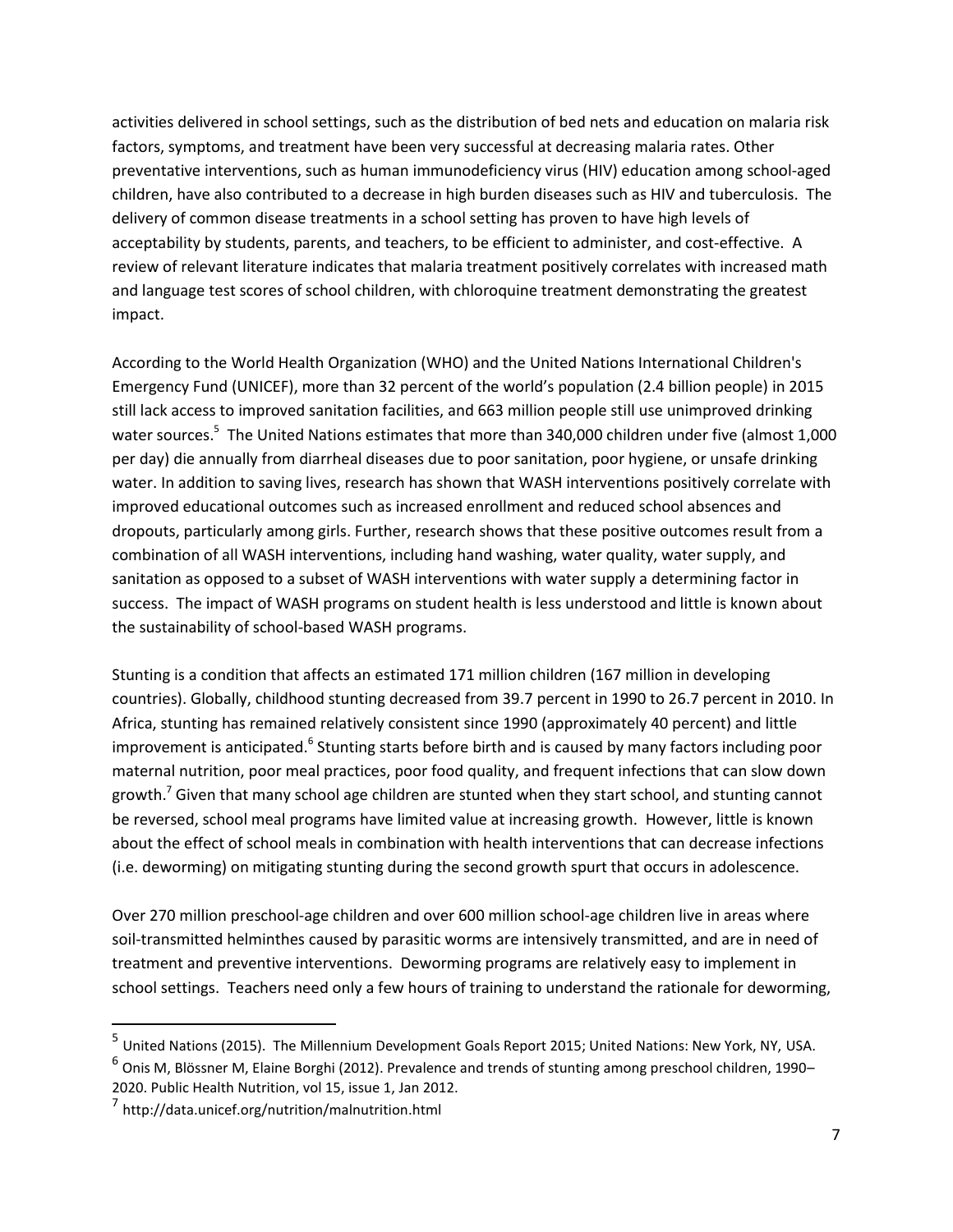activities delivered in school settings, such as the distribution of bed nets and education on malaria risk factors, symptoms, and treatment have been very successful at decreasing malaria rates. Other preventative interventions, such as human immunodeficiency virus (HIV) education among school-aged children, have also contributed to a decrease in high burden diseases such as HIV and tuberculosis. The delivery of common disease treatments in a school setting has proven to have high levels of acceptability by students, parents, and teachers, to be efficient to administer, and cost-effective. A review of relevant literature indicates that malaria treatment positively correlates with increased math and language test scores of school children, with chloroquine treatment demonstrating the greatest impact.

According to the World Health Organization (WHO) and the United Nations International Children's Emergency Fund (UNICEF), more than 32 percent of the world's population (2.4 billion people) in 2015 still lack access to improved sanitation facilities, and 663 million people still use unimproved drinking water sources.[5] The United Nations estimates that more than 340,000 children under five (almost 1,000 per day) die annually from diarrheal diseases due to poor sanitation, poor hygiene, or unsafe drinking water. In addition to saving lives, research has shown that WASH interventions positively correlate with improved educational outcomes such as increased enrollment and reduced school absences and dropouts, particularly among girls. Further, research shows that these positive outcomes result from a combination of all WASH interventions, including hand washing, water quality, water supply, and sanitation as opposed to a subset of WASH interventions with water supply a determining factor in success. The impact of WASH programs on student health is less understood and little is known about the sustainability of school-based WASH programs.

Stunting is a condition that affects an estimated 171 million children (167 million in developing countries). Globally, childhood stunting decreased from 39.7 percent in 1990 to 26.7 percent in 2010. In Africa, stunting has remained relatively consistent since 1990 (approximately 40 percent) and little improvement is anticipated.[6] Stunting starts before birth and is caused by many factors including poor maternal nutrition, poor meal practices, poor food quality, and frequent infections that can slow down growth.[7] Given that many school age children are stunted when they start school, and stunting cannot be reversed, school meal programs have limited value at increasing growth. However, little is known about the effect of school meals in combination with health interventions that can decrease infections (i.e. deworming) on mitigating stunting during the second growth spurt that occurs in adolescence.

Over 270 million preschool-age children and over 600 million school-age children live in areas where soil-transmitted helminthes caused by parasitic worms are intensively transmitted, and are in need of treatment and preventive interventions. Deworming programs are relatively easy to implement in school settings. Teachers need only a few hours of training to understand the rationale for deworming,

---

[5] United Nations (2015). The Millennium Development Goals Report 2015; United Nations: New York, NY, USA.

[6] Onis M, Blössner M, Elaine Borghi (2012). Prevalence and trends of stunting among preschool children, 1990–2020. Public Health Nutrition, vol 15, issue 1, Jan 2012.

[7] http://data.unicef.org/nutrition/malnutrition.html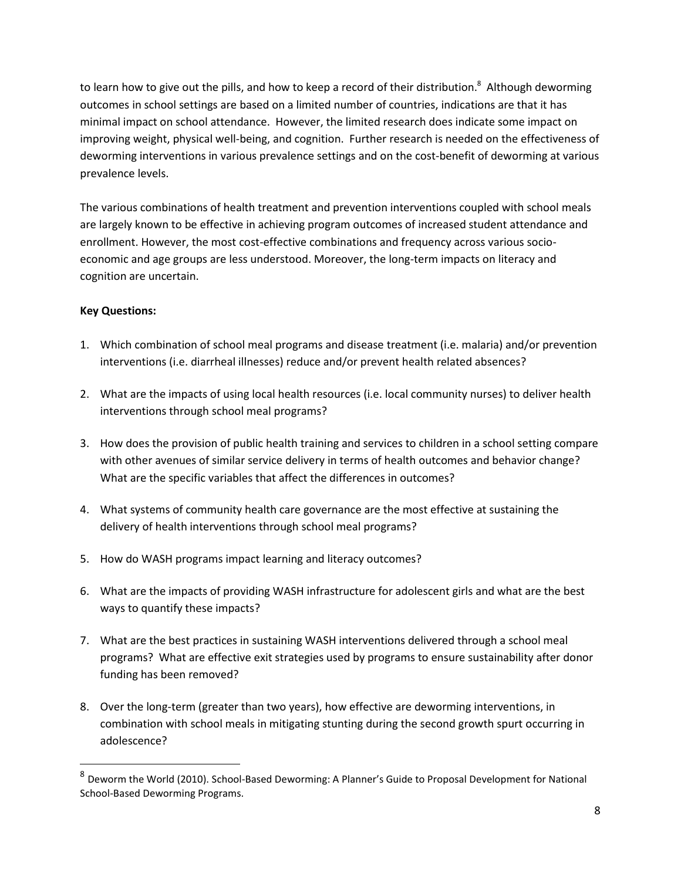to learn how to give out the pills, and how to keep a record of their distribution.[8] Although deworming outcomes in school settings are based on a limited number of countries, indications are that it has minimal impact on school attendance. However, the limited research does indicate some impact on improving weight, physical well-being, and cognition. Further research is needed on the effectiveness of deworming interventions in various prevalence settings and on the cost-benefit of deworming at various prevalence levels.

The various combinations of health treatment and prevention interventions coupled with school meals are largely known to be effective in achieving program outcomes of increased student attendance and enrollment. However, the most cost-effective combinations and frequency across various socio-economic and age groups are less understood. Moreover, the long-term impacts on literacy and cognition are uncertain.

**Key Questions:**

1. Which combination of school meal programs and disease treatment (i.e. malaria) and/or prevention interventions (i.e. diarrheal illnesses) reduce and/or prevent health related absences?

2. What are the impacts of using local health resources (i.e. local community nurses) to deliver health interventions through school meal programs?

3. How does the provision of public health training and services to children in a school setting compare with other avenues of similar service delivery in terms of health outcomes and behavior change? What are the specific variables that affect the differences in outcomes?

4. What systems of community health care governance are the most effective at sustaining the delivery of health interventions through school meal programs?

5. How do WASH programs impact learning and literacy outcomes?

6. What are the impacts of providing WASH infrastructure for adolescent girls and what are the best ways to quantify these impacts?

7. What are the best practices in sustaining WASH interventions delivered through a school meal programs? What are effective exit strategies used by programs to ensure sustainability after donor funding has been removed?

8. Over the long-term (greater than two years), how effective are deworming interventions, in combination with school meals in mitigating stunting during the second growth spurt occurring in adolescence?

---

[8] Deworm the World (2010). School-Based Deworming: A Planner's Guide to Proposal Development for National School-Based Deworming Programs.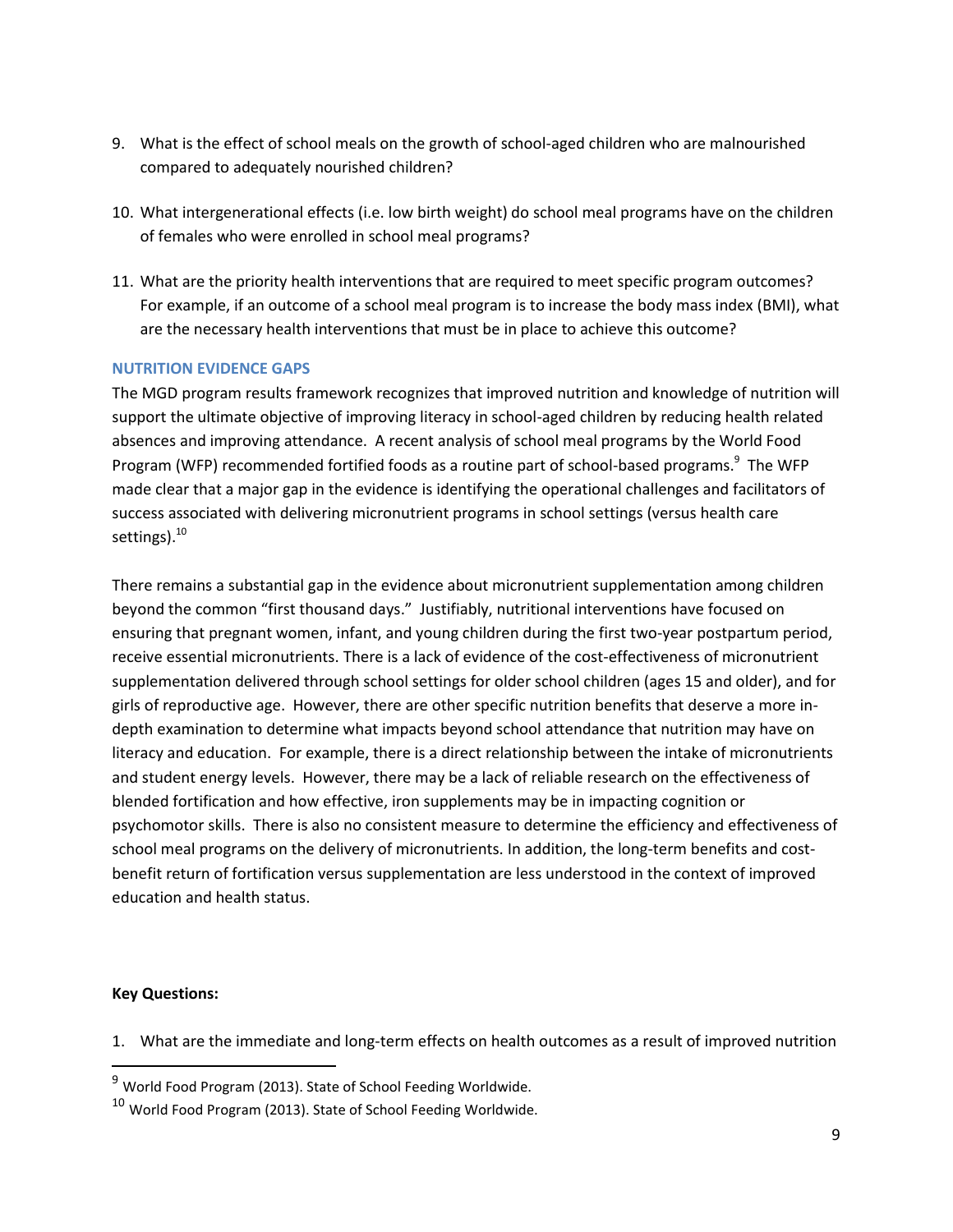9. What is the effect of school meals on the growth of school-aged children who are malnourished compared to adequately nourished children?

10. What intergenerational effects (i.e. low birth weight) do school meal programs have on the children of females who were enrolled in school meal programs?

11. What are the priority health interventions that are required to meet specific program outcomes? For example, if an outcome of a school meal program is to increase the body mass index (BMI), what are the necessary health interventions that must be in place to achieve this outcome?

### NUTRITION EVIDENCE GAPS

The MGD program results framework recognizes that improved nutrition and knowledge of nutrition will support the ultimate objective of improving literacy in school-aged children by reducing health related absences and improving attendance. A recent analysis of school meal programs by the World Food Program (WFP) recommended fortified foods as a routine part of school-based programs.[9] The WFP made clear that a major gap in the evidence is identifying the operational challenges and facilitators of success associated with delivering micronutrient programs in school settings (versus health care settings).[10]

There remains a substantial gap in the evidence about micronutrient supplementation among children beyond the common "first thousand days." Justifiably, nutritional interventions have focused on ensuring that pregnant women, infant, and young children during the first two-year postpartum period, receive essential micronutrients. There is a lack of evidence of the cost-effectiveness of micronutrient supplementation delivered through school settings for older school children (ages 15 and older), and for girls of reproductive age. However, there are other specific nutrition benefits that deserve a more in-depth examination to determine what impacts beyond school attendance that nutrition may have on literacy and education. For example, there is a direct relationship between the intake of micronutrients and student energy levels. However, there may be a lack of reliable research on the effectiveness of blended fortification and how effective, iron supplements may be in impacting cognition or psychomotor skills. There is also no consistent measure to determine the efficiency and effectiveness of school meal programs on the delivery of micronutrients. In addition, the long-term benefits and cost-benefit return of fortification versus supplementation are less understood in the context of improved education and health status.

**Key Questions:**

1. What are the immediate and long-term effects on health outcomes as a result of improved nutrition

---

[9] World Food Program (2013). State of School Feeding Worldwide.

[10] World Food Program (2013). State of School Feeding Worldwide.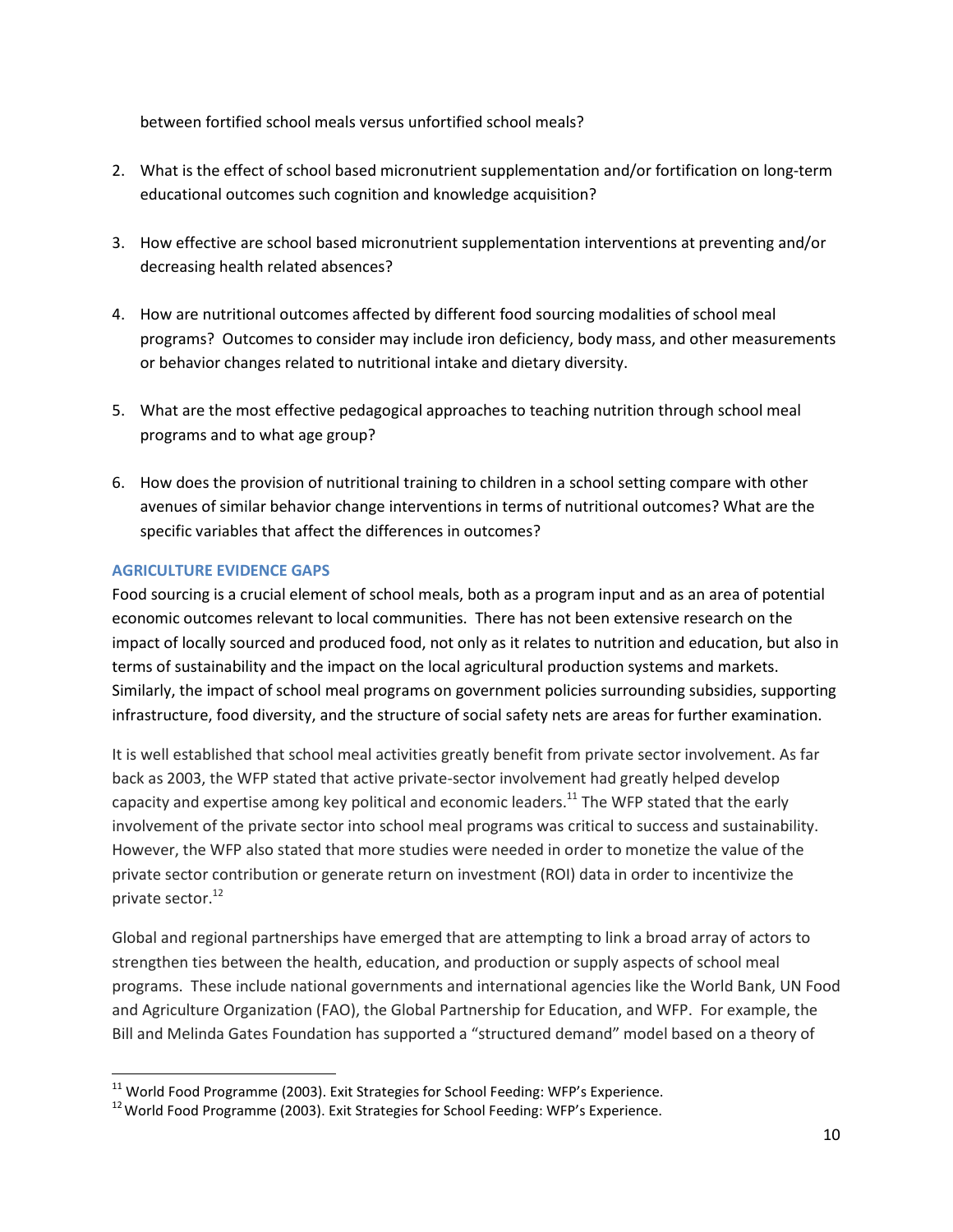between fortified school meals versus unfortified school meals?

2. What is the effect of school based micronutrient supplementation and/or fortification on long-term educational outcomes such cognition and knowledge acquisition?

3. How effective are school based micronutrient supplementation interventions at preventing and/or decreasing health related absences?

4. How are nutritional outcomes affected by different food sourcing modalities of school meal programs? Outcomes to consider may include iron deficiency, body mass, and other measurements or behavior changes related to nutritional intake and dietary diversity.

5. What are the most effective pedagogical approaches to teaching nutrition through school meal programs and to what age group?

6. How does the provision of nutritional training to children in a school setting compare with other avenues of similar behavior change interventions in terms of nutritional outcomes? What are the specific variables that affect the differences in outcomes?

### AGRICULTURE EVIDENCE GAPS

Food sourcing is a crucial element of school meals, both as a program input and as an area of potential economic outcomes relevant to local communities. There has not been extensive research on the impact of locally sourced and produced food, not only as it relates to nutrition and education, but also in terms of sustainability and the impact on the local agricultural production systems and markets. Similarly, the impact of school meal programs on government policies surrounding subsidies, supporting infrastructure, food diversity, and the structure of social safety nets are areas for further examination.

It is well established that school meal activities greatly benefit from private sector involvement. As far back as 2003, the WFP stated that active private-sector involvement had greatly helped develop capacity and expertise among key political and economic leaders.[11] The WFP stated that the early involvement of the private sector into school meal programs was critical to success and sustainability. However, the WFP also stated that more studies were needed in order to monetize the value of the private sector contribution or generate return on investment (ROI) data in order to incentivize the private sector.[12]

Global and regional partnerships have emerged that are attempting to link a broad array of actors to strengthen ties between the health, education, and production or supply aspects of school meal programs. These include national governments and international agencies like the World Bank, UN Food and Agriculture Organization (FAO), the Global Partnership for Education, and WFP. For example, the Bill and Melinda Gates Foundation has supported a "structured demand" model based on a theory of

[11] World Food Programme (2003). Exit Strategies for School Feeding: WFP's Experience.

[12] World Food Programme (2003). Exit Strategies for School Feeding: WFP's Experience.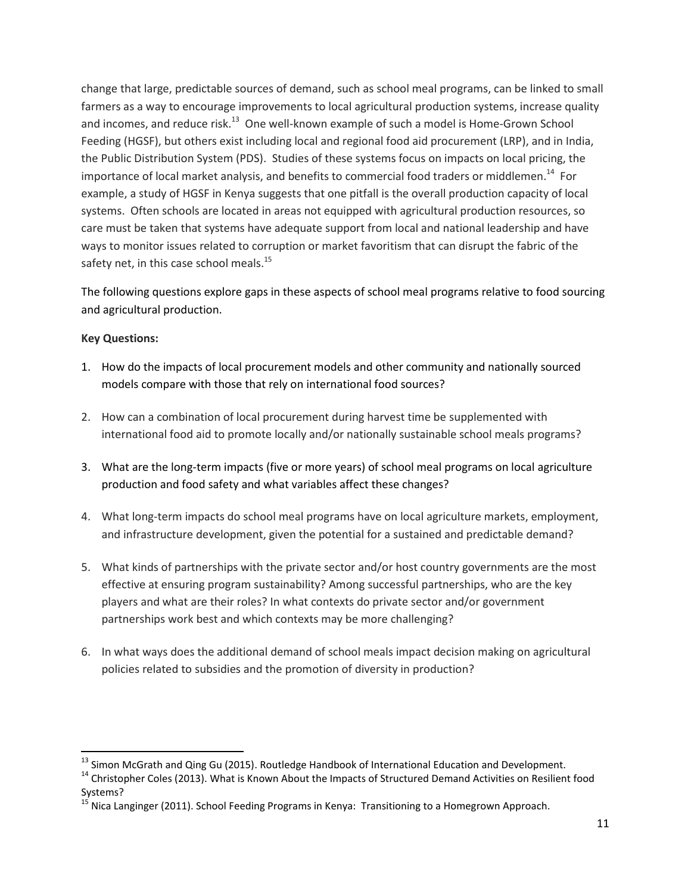change that large, predictable sources of demand, such as school meal programs, can be linked to small farmers as a way to encourage improvements to local agricultural production systems, increase quality and incomes, and reduce risk.[13] One well-known example of such a model is Home-Grown School Feeding (HGSF), but others exist including local and regional food aid procurement (LRP), and in India, the Public Distribution System (PDS). Studies of these systems focus on impacts on local pricing, the importance of local market analysis, and benefits to commercial food traders or middlemen.[14] For example, a study of HGSF in Kenya suggests that one pitfall is the overall production capacity of local systems. Often schools are located in areas not equipped with agricultural production resources, so care must be taken that systems have adequate support from local and national leadership and have ways to monitor issues related to corruption or market favoritism that can disrupt the fabric of the safety net, in this case school meals.[15]

The following questions explore gaps in these aspects of school meal programs relative to food sourcing and agricultural production.

**Key Questions:**

1. How do the impacts of local procurement models and other community and nationally sourced models compare with those that rely on international food sources?

2. How can a combination of local procurement during harvest time be supplemented with international food aid to promote locally and/or nationally sustainable school meals programs?

3. What are the long-term impacts (five or more years) of school meal programs on local agriculture production and food safety and what variables affect these changes?

4. What long-term impacts do school meal programs have on local agriculture markets, employment, and infrastructure development, given the potential for a sustained and predictable demand?

5. What kinds of partnerships with the private sector and/or host country governments are the most effective at ensuring program sustainability? Among successful partnerships, who are the key players and what are their roles? In what contexts do private sector and/or government partnerships work best and which contexts may be more challenging?

6. In what ways does the additional demand of school meals impact decision making on agricultural policies related to subsidies and the promotion of diversity in production?

---

[13] Simon McGrath and Qing Gu (2015). Routledge Handbook of International Education and Development.

[14] Christopher Coles (2013). What is Known About the Impacts of Structured Demand Activities on Resilient food Systems?

[15] Nica Langinger (2011). School Feeding Programs in Kenya: Transitioning to a Homegrown Approach.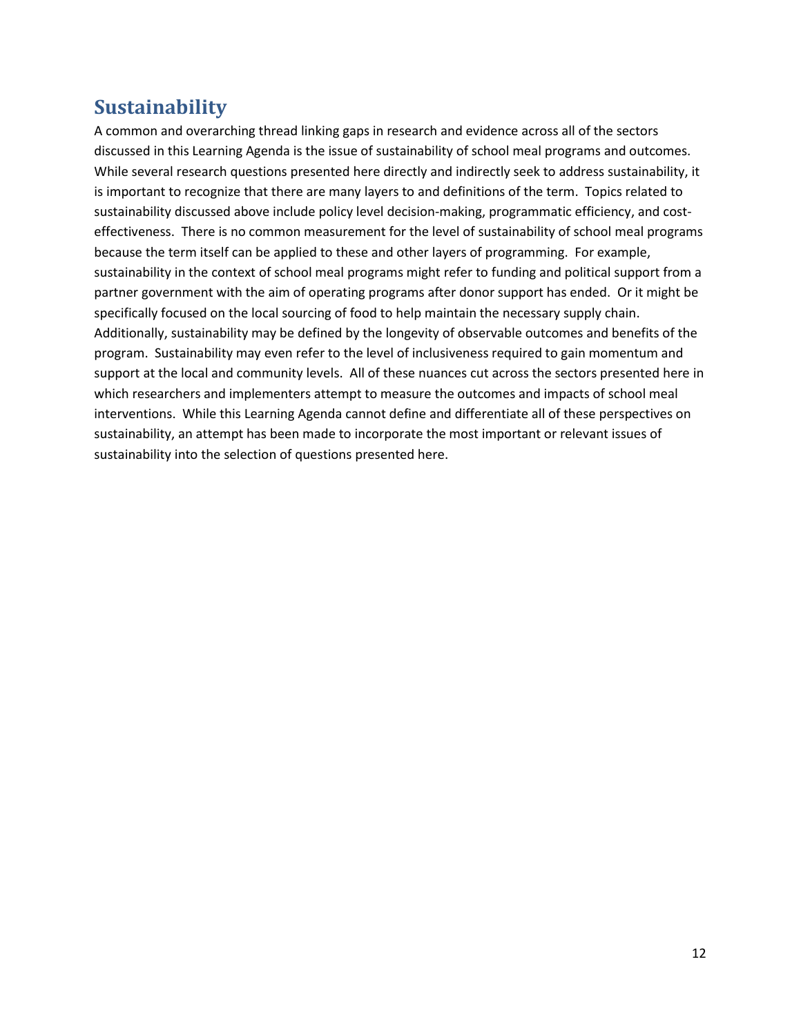## Sustainability

A common and overarching thread linking gaps in research and evidence across all of the sectors discussed in this Learning Agenda is the issue of sustainability of school meal programs and outcomes. While several research questions presented here directly and indirectly seek to address sustainability, it is important to recognize that there are many layers to and definitions of the term. Topics related to sustainability discussed above include policy level decision-making, programmatic efficiency, and cost-effectiveness. There is no common measurement for the level of sustainability of school meal programs because the term itself can be applied to these and other layers of programming. For example, sustainability in the context of school meal programs might refer to funding and political support from a partner government with the aim of operating programs after donor support has ended. Or it might be specifically focused on the local sourcing of food to help maintain the necessary supply chain. Additionally, sustainability may be defined by the longevity of observable outcomes and benefits of the program. Sustainability may even refer to the level of inclusiveness required to gain momentum and support at the local and community levels. All of these nuances cut across the sectors presented here in which researchers and implementers attempt to measure the outcomes and impacts of school meal interventions. While this Learning Agenda cannot define and differentiate all of these perspectives on sustainability, an attempt has been made to incorporate the most important or relevant issues of sustainability into the selection of questions presented here.